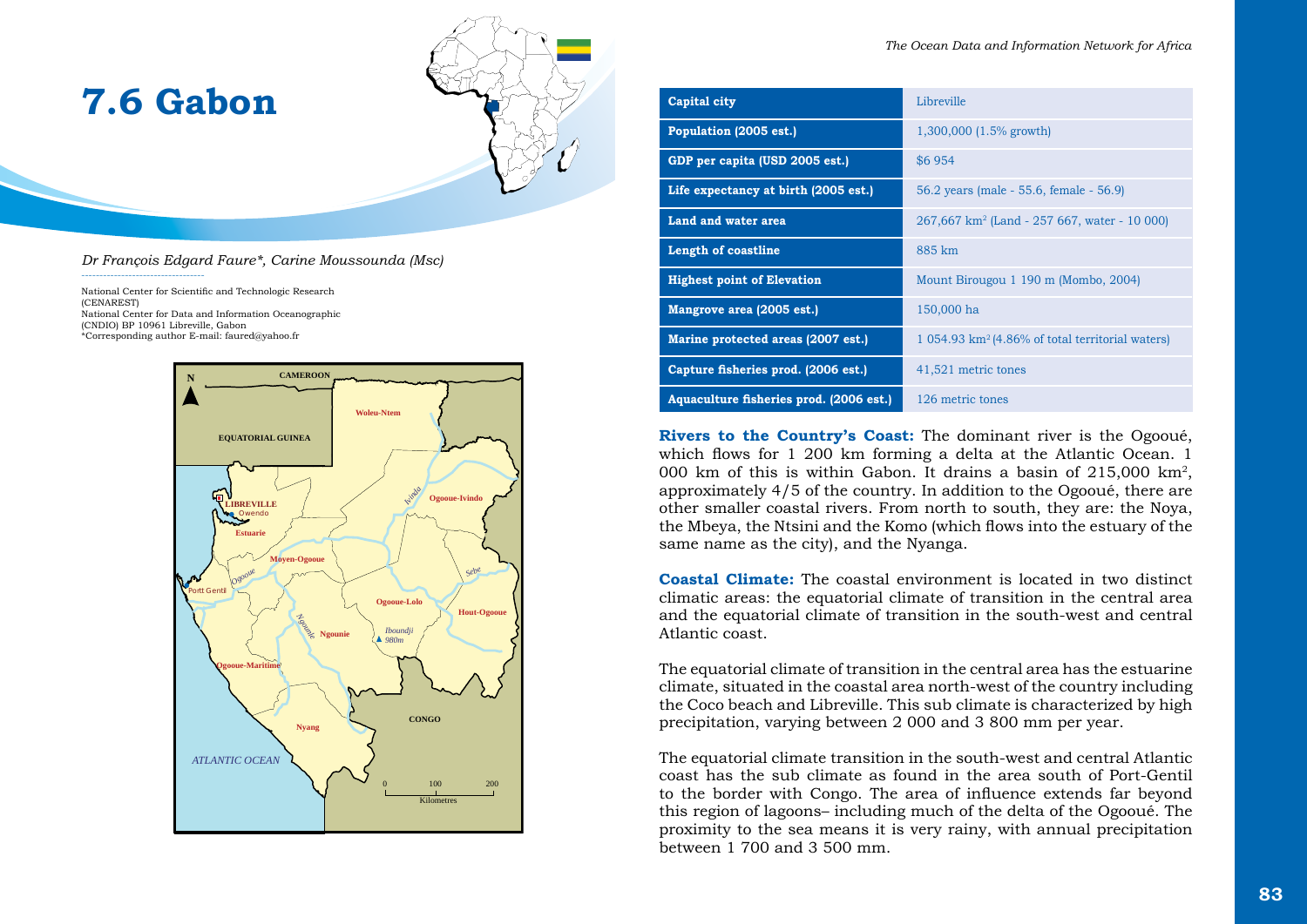# 7.6 Gabon

*Dr François Edgard Faure\*, Carine Moussounda (Msc)*

National Center for Scientific and Technologic Research (CENAREST)
National Center for Data and Information Oceanographic (CNDIO) BP 10961 Libreville, Gabon
\*Corresponding author E-mail: faured@yahoo.fr

| | |
|---|---|
| **Capital city** | Libreville |
| **Population (2005 est.)** | 1,300,000 (1.5% growth) |
| **GDP per capita (USD 2005 est.)** | $6 954 |
| **Life expectancy at birth (2005 est.)** | 56.2 years (male - 55.6, female - 56.9) |
| **Land and water area** | 267,667 km[2] (Land - 257 667, water - 10 000) |
| **Length of coastline** | 885 km |
| **Highest point of Elevation** | Mount Birougou 1 190 m (Mombo, 2004) |
| **Mangrove area (2005 est.)** | 150,000 ha |
| **Marine protected areas (2007 est.)** | 1 054.93 km[2] (4.86% of total territorial waters) |
| **Capture fisheries prod. (2006 est.)** | 41,521 metric tones |
| **Aquaculture fisheries prod. (2006 est.)** | 126 metric tones |

**Rivers to the Country's Coast:** The dominant river is the Ogooué, which flows for 1 200 km forming a delta at the Atlantic Ocean. 1 000 km of this is within Gabon. It drains a basin of 215,000 km[2], approximately 4/5 of the country. In addition to the Ogooué, there are other smaller coastal rivers. From north to south, they are: the Noya, the Mbeya, the Ntsini and the Komo (which flows into the estuary of the same name as the city), and the Nyanga.

**Coastal Climate:** The coastal environment is located in two distinct climatic areas: the equatorial climate of transition in the central area and the equatorial climate of transition in the south-west and central Atlantic coast.

The equatorial climate of transition in the central area has the estuarine climate, situated in the coastal area north-west of the country including the Coco beach and Libreville. This sub climate is characterized by high precipitation, varying between 2 000 and 3 800 mm per year.

The equatorial climate transition in the south-west and central Atlantic coast has the sub climate as found in the area south of Port-Gentil to the border with Congo. The area of influence extends far beyond this region of lagoons– including much of the delta of the Ogooué. The proximity to the sea means it is very rainy, with annual precipitation between 1 700 and 3 500 mm.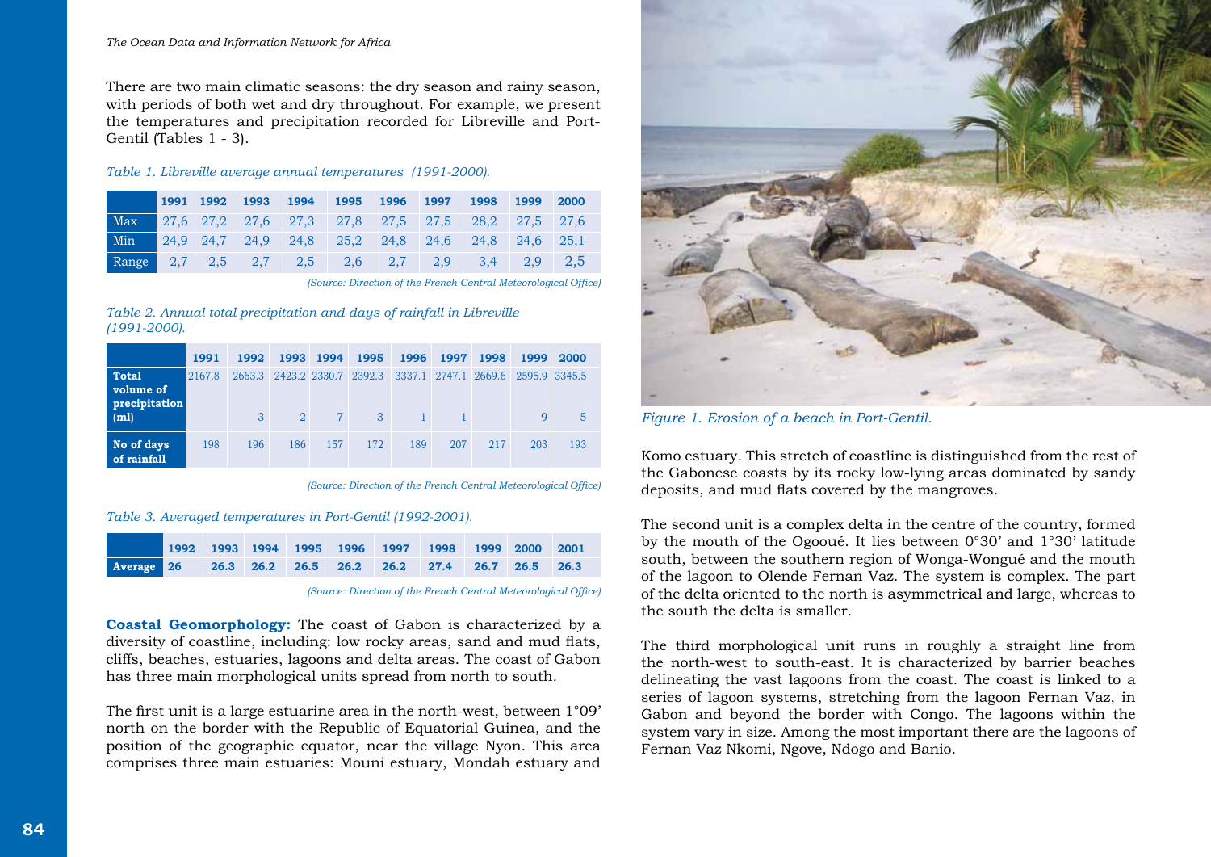There are two main climatic seasons: the dry season and rainy season, with periods of both wet and dry throughout. For example, we present the temperatures and precipitation recorded for Libreville and Port-Gentil (Tables 1 - 3).

*Table 1. Libreville average annual temperatures (1991-2000).*

| | 1991 | 1992 | 1993 | 1994 | 1995 | 1996 | 1997 | 1998 | 1999 | 2000 |
|---|---|---|---|---|---|---|---|---|---|---|
| Max | 27,6 | 27,2 | 27,6 | 27,3 | 27,8 | 27,5 | 27,5 | 28,2 | 27,5 | 27,6 |
| Min | 24,9 | 24,7 | 24,9 | 24,8 | 25,2 | 24,8 | 24,6 | 24,8 | 24,6 | 25,1 |
| Range | 2,7 | 2,5 | 2,7 | 2,5 | 2,6 | 2,7 | 2,9 | 3,4 | 2,9 | 2,5 |

*(Source: Direction of the French Central Meteorological Office)*

*Table 2. Annual total precipitation and days of rainfall in Libreville (1991-2000).*

| | 1991 | 1992 | 1993 | 1994 | 1995 | 1996 | 1997 | 1998 | 1999 | 2000 |
|---|---|---|---|---|---|---|---|---|---|---|
| **Total volume of precipitation (ml)** | 2167.8 | 2663.3 3 | 2423.2 2 | 2330.7 7 | 2392.3 3 | 3337.1 1 | 2747.1 1 | 2669.6 | 2595.9 9 | 3345.5 5 |
| **No of days of rainfall** | 198 | 196 | 186 | 157 | 172 | 189 | 207 | 217 | 203 | 193 |

*(Source: Direction of the French Central Meteorological Office)*

*Table 3. Averaged temperatures in Port-Gentil (1992-2001).*

| | 1992 | 1993 | 1994 | 1995 | 1996 | 1997 | 1998 | 1999 | 2000 | 2001 |
|---|---|---|---|---|---|---|---|---|---|---|
| **Average** | 26 | 26.3 | 26.2 | 26.5 | 26.2 | 26.2 | 27.4 | 26.7 | 26.5 | 26.3 |

*(Source: Direction of the French Central Meteorological Office)*

**Coastal Geomorphology:** The coast of Gabon is characterized by a diversity of coastline, including: low rocky areas, sand and mud flats, cliffs, beaches, estuaries, lagoons and delta areas. The coast of Gabon has three main morphological units spread from north to south.

The first unit is a large estuarine area in the north-west, between 1°09' north on the border with the Republic of Equatorial Guinea, and the position of the geographic equator, near the village Nyon. This area comprises three main estuaries: Mouni estuary, Mondah estuary and Komo estuary. This stretch of coastline is distinguished from the rest of the Gabonese coasts by its rocky low-lying areas dominated by sandy deposits, and mud flats covered by the mangroves.

*Figure 1. Erosion of a beach in Port-Gentil.*

The second unit is a complex delta in the centre of the country, formed by the mouth of the Ogooué. It lies between 0°30' and 1°30' latitude south, between the southern region of Wonga-Wongué and the mouth of the lagoon to Olende Fernan Vaz. The system is complex. The part of the delta oriented to the north is asymmetrical and large, whereas to the south the delta is smaller.

The third morphological unit runs in roughly a straight line from the north-west to south-east. It is characterized by barrier beaches delineating the vast lagoons from the coast. The coast is linked to a series of lagoon systems, stretching from the lagoon Fernan Vaz, in Gabon and beyond the border with Congo. The lagoons within the system vary in size. Among the most important there are the lagoons of Fernan Vaz Nkomi, Ngove, Ndogo and Banio.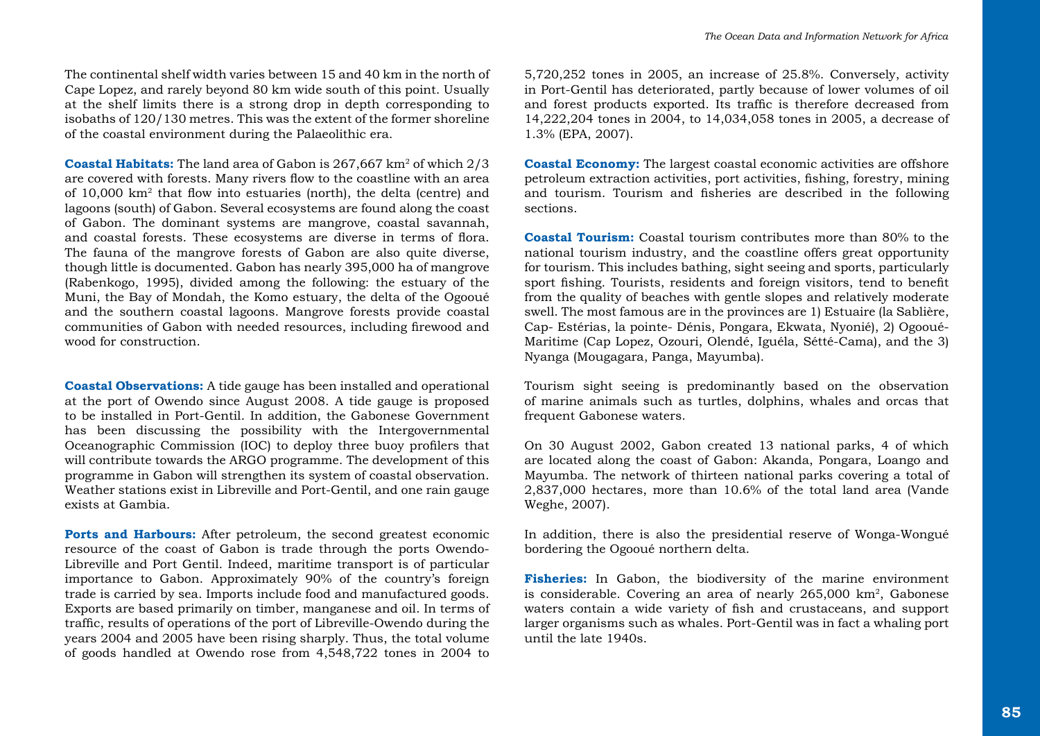The continental shelf width varies between 15 and 40 km in the north of Cape Lopez, and rarely beyond 80 km wide south of this point. Usually at the shelf limits there is a strong drop in depth corresponding to isobaths of 120/130 metres. This was the extent of the former shoreline of the coastal environment during the Palaeolithic era.

**Coastal Habitats:** The land area of Gabon is 267,667 km$^2$ of which 2/3 are covered with forests. Many rivers flow to the coastline with an area of 10,000 km$^2$ that flow into estuaries (north), the delta (centre) and lagoons (south) of Gabon. Several ecosystems are found along the coast of Gabon. The dominant systems are mangrove, coastal savannah, and coastal forests. These ecosystems are diverse in terms of flora. The fauna of the mangrove forests of Gabon are also quite diverse, though little is documented. Gabon has nearly 395,000 ha of mangrove (Rabenkogo, 1995), divided among the following: the estuary of the Muni, the Bay of Mondah, the Komo estuary, the delta of the Ogooué and the southern coastal lagoons. Mangrove forests provide coastal communities of Gabon with needed resources, including firewood and wood for construction.

**Coastal Observations:** A tide gauge has been installed and operational at the port of Owendo since August 2008. A tide gauge is proposed to be installed in Port-Gentil. In addition, the Gabonese Government has been discussing the possibility with the Intergovernmental Oceanographic Commission (IOC) to deploy three buoy profilers that will contribute towards the ARGO programme. The development of this programme in Gabon will strengthen its system of coastal observation. Weather stations exist in Libreville and Port-Gentil, and one rain gauge exists at Gambia.

**Ports and Harbours:** After petroleum, the second greatest economic resource of the coast of Gabon is trade through the ports Owendo-Libreville and Port Gentil. Indeed, maritime transport is of particular importance to Gabon. Approximately 90% of the country's foreign trade is carried by sea. Imports include food and manufactured goods. Exports are based primarily on timber, manganese and oil. In terms of traffic, results of operations of the port of Libreville-Owendo during the years 2004 and 2005 have been rising sharply. Thus, the total volume of goods handled at Owendo rose from 4,548,722 tones in 2004 to 5,720,252 tones in 2005, an increase of 25.8%. Conversely, activity in Port-Gentil has deteriorated, partly because of lower volumes of oil and forest products exported. Its traffic is therefore decreased from 14,222,204 tones in 2004, to 14,034,058 tones in 2005, a decrease of 1.3% (EPA, 2007).

**Coastal Economy:** The largest coastal economic activities are offshore petroleum extraction activities, port activities, fishing, forestry, mining and tourism. Tourism and fisheries are described in the following sections.

**Coastal Tourism:** Coastal tourism contributes more than 80% to the national tourism industry, and the coastline offers great opportunity for tourism. This includes bathing, sight seeing and sports, particularly sport fishing. Tourists, residents and foreign visitors, tend to benefit from the quality of beaches with gentle slopes and relatively moderate swell. The most famous are in the provinces are 1) Estuaire (la Sablière, Cap- Estérias, la pointe- Dénis, Pongara, Ekwata, Nyonié), 2) Ogooué-Maritime (Cap Lopez, Ozouri, Olendé, Iguéla, Sétté-Cama), and the 3) Nyanga (Mougagara, Panga, Mayumba).

Tourism sight seeing is predominantly based on the observation of marine animals such as turtles, dolphins, whales and orcas that frequent Gabonese waters.

On 30 August 2002, Gabon created 13 national parks, 4 of which are located along the coast of Gabon: Akanda, Pongara, Loango and Mayumba. The network of thirteen national parks covering a total of 2,837,000 hectares, more than 10.6% of the total land area (Vande Weghe, 2007).

In addition, there is also the presidential reserve of Wonga-Wongué bordering the Ogooué northern delta.

**Fisheries:** In Gabon, the biodiversity of the marine environment is considerable. Covering an area of nearly 265,000 km$^2$, Gabonese waters contain a wide variety of fish and crustaceans, and support larger organisms such as whales. Port-Gentil was in fact a whaling port until the late 1940s.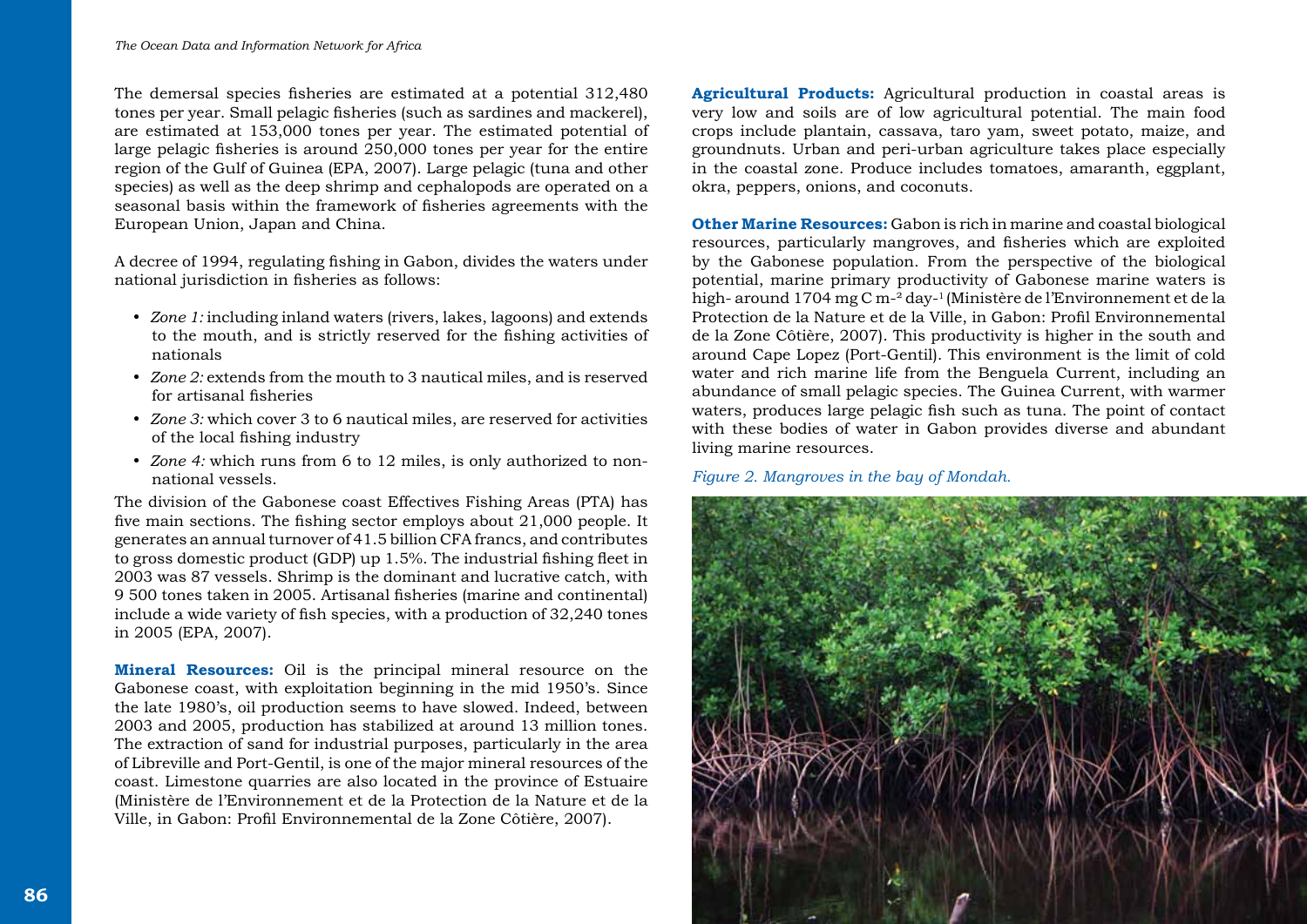The demersal species fisheries are estimated at a potential 312,480 tones per year. Small pelagic fisheries (such as sardines and mackerel), are estimated at 153,000 tones per year. The estimated potential of large pelagic fisheries is around 250,000 tones per year for the entire region of the Gulf of Guinea (EPA, 2007). Large pelagic (tuna and other species) as well as the deep shrimp and cephalopods are operated on a seasonal basis within the framework of fisheries agreements with the European Union, Japan and China.

A decree of 1994, regulating fishing in Gabon, divides the waters under national jurisdiction in fisheries as follows:

- *Zone 1:* including inland waters (rivers, lakes, lagoons) and extends to the mouth, and is strictly reserved for the fishing activities of nationals
- *Zone 2:* extends from the mouth to 3 nautical miles, and is reserved for artisanal fisheries
- *Zone 3:* which cover 3 to 6 nautical miles, are reserved for activities of the local fishing industry
- *Zone 4:* which runs from 6 to 12 miles, is only authorized to non-national vessels.

The division of the Gabonese coast Effectives Fishing Areas (PTA) has five main sections. The fishing sector employs about 21,000 people. It generates an annual turnover of 41.5 billion CFA francs, and contributes to gross domestic product (GDP) up 1.5%. The industrial fishing fleet in 2003 was 87 vessels. Shrimp is the dominant and lucrative catch, with 9 500 tones taken in 2005. Artisanal fisheries (marine and continental) include a wide variety of fish species, with a production of 32,240 tones in 2005 (EPA, 2007).

**Mineral Resources:** Oil is the principal mineral resource on the Gabonese coast, with exploitation beginning in the mid 1950's. Since the late 1980's, oil production seems to have slowed. Indeed, between 2003 and 2005, production has stabilized at around 13 million tones. The extraction of sand for industrial purposes, particularly in the area of Libreville and Port-Gentil, is one of the major mineral resources of the coast. Limestone quarries are also located in the province of Estuaire (Ministère de l'Environnement et de la Protection de la Nature et de la Ville, in Gabon: Profil Environnemental de la Zone Côtière, 2007).

**Agricultural Products:** Agricultural production in coastal areas is very low and soils are of low agricultural potential. The main food crops include plantain, cassava, taro yam, sweet potato, maize, and groundnuts. Urban and peri-urban agriculture takes place especially in the coastal zone. Produce includes tomatoes, amaranth, eggplant, okra, peppers, onions, and coconuts.

**Other Marine Resources:** Gabon is rich in marine and coastal biological resources, particularly mangroves, and fisheries which are exploited by the Gabonese population. From the perspective of the biological potential, marine primary productivity of Gabonese marine waters is high- around 1704 mg C $m^{-2}$ $day^{-1}$ (Ministère de l'Environnement et de la Protection de la Nature et de la Ville, in Gabon: Profil Environnemental de la Zone Côtière, 2007). This productivity is higher in the south and around Cape Lopez (Port-Gentil). This environment is the limit of cold water and rich marine life from the Benguela Current, including an abundance of small pelagic species. The Guinea Current, with warmer waters, produces large pelagic fish such as tuna. The point of contact with these bodies of water in Gabon provides diverse and abundant living marine resources.

*Figure 2. Mangroves in the bay of Mondah.*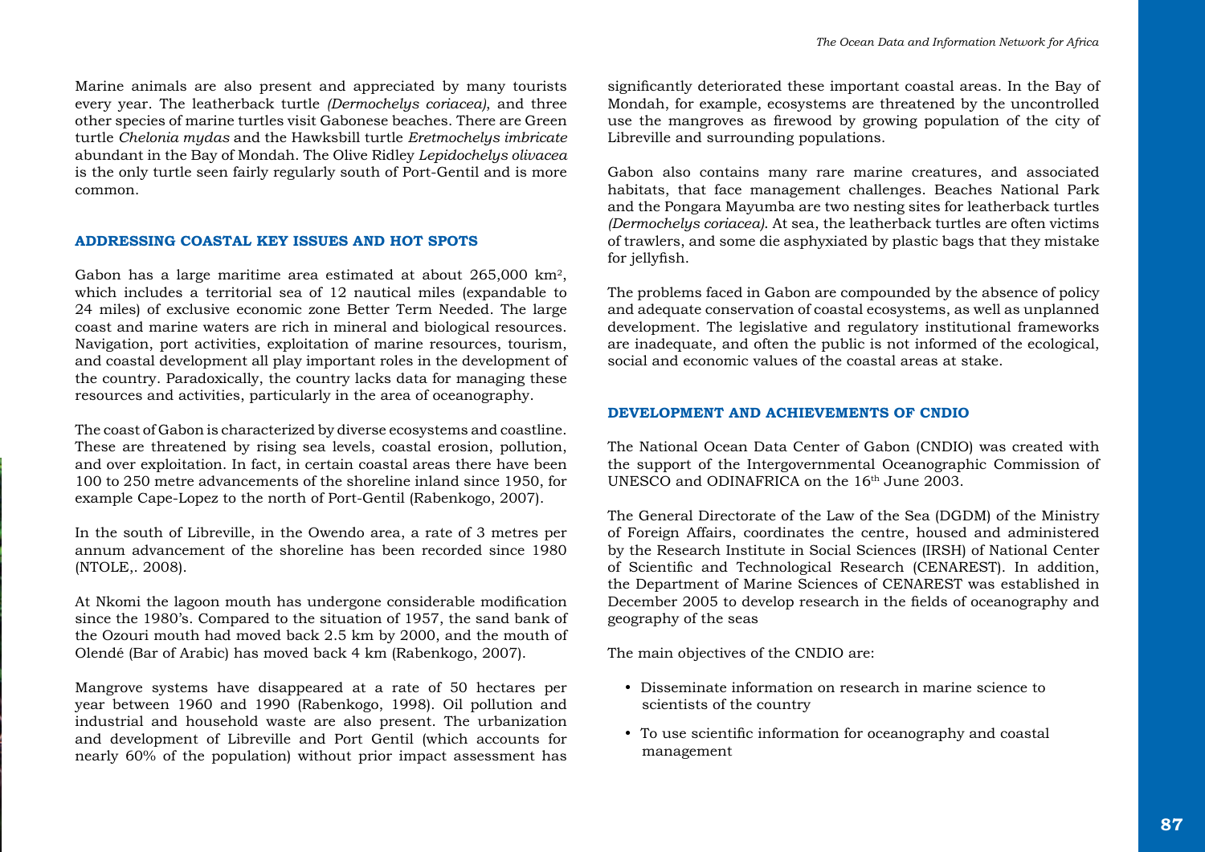Marine animals are also present and appreciated by many tourists every year. The leatherback turtle *(Dermochelys coriacea)*, and three other species of marine turtles visit Gabonese beaches. There are Green turtle *Chelonia mydas* and the Hawksbill turtle *Eretmochelys imbricate* abundant in the Bay of Mondah. The Olive Ridley *Lepidochelys olivacea* is the only turtle seen fairly regularly south of Port-Gentil and is more common.

## ADDRESSING COASTAL KEY ISSUES AND HOT SPOTS

Gabon has a large maritime area estimated at about 265,000 km$^2$, which includes a territorial sea of 12 nautical miles (expandable to 24 miles) of exclusive economic zone Better Term Needed. The large coast and marine waters are rich in mineral and biological resources. Navigation, port activities, exploitation of marine resources, tourism, and coastal development all play important roles in the development of the country. Paradoxically, the country lacks data for managing these resources and activities, particularly in the area of oceanography.

The coast of Gabon is characterized by diverse ecosystems and coastline. These are threatened by rising sea levels, coastal erosion, pollution, and over exploitation. In fact, in certain coastal areas there have been 100 to 250 metre advancements of the shoreline inland since 1950, for example Cape-Lopez to the north of Port-Gentil (Rabenkogo, 2007).

In the south of Libreville, in the Owendo area, a rate of 3 metres per annum advancement of the shoreline has been recorded since 1980 (NTOLE,. 2008).

At Nkomi the lagoon mouth has undergone considerable modification since the 1980's. Compared to the situation of 1957, the sand bank of the Ozouri mouth had moved back 2.5 km by 2000, and the mouth of Olendé (Bar of Arabic) has moved back 4 km (Rabenkogo, 2007).

Mangrove systems have disappeared at a rate of 50 hectares per year between 1960 and 1990 (Rabenkogo, 1998). Oil pollution and industrial and household waste are also present. The urbanization and development of Libreville and Port Gentil (which accounts for nearly 60% of the population) without prior impact assessment has significantly deteriorated these important coastal areas. In the Bay of Mondah, for example, ecosystems are threatened by the uncontrolled use the mangroves as firewood by growing population of the city of Libreville and surrounding populations.

Gabon also contains many rare marine creatures, and associated habitats, that face management challenges. Beaches National Park and the Pongara Mayumba are two nesting sites for leatherback turtles *(Dermochelys coriacea)*. At sea, the leatherback turtles are often victims of trawlers, and some die asphyxiated by plastic bags that they mistake for jellyfish.

The problems faced in Gabon are compounded by the absence of policy and adequate conservation of coastal ecosystems, as well as unplanned development. The legislative and regulatory institutional frameworks are inadequate, and often the public is not informed of the ecological, social and economic values of the coastal areas at stake.

## DEVELOPMENT AND ACHIEVEMENTS OF CNDIO

The National Ocean Data Center of Gabon (CNDIO) was created with the support of the Intergovernmental Oceanographic Commission of UNESCO and ODINAFRICA on the 16th June 2003.

The General Directorate of the Law of the Sea (DGDM) of the Ministry of Foreign Affairs, coordinates the centre, housed and administered by the Research Institute in Social Sciences (IRSH) of National Center of Scientific and Technological Research (CENAREST). In addition, the Department of Marine Sciences of CENAREST was established in December 2005 to develop research in the fields of oceanography and geography of the seas

The main objectives of the CNDIO are:

- Disseminate information on research in marine science to scientists of the country
- To use scientific information for oceanography and coastal management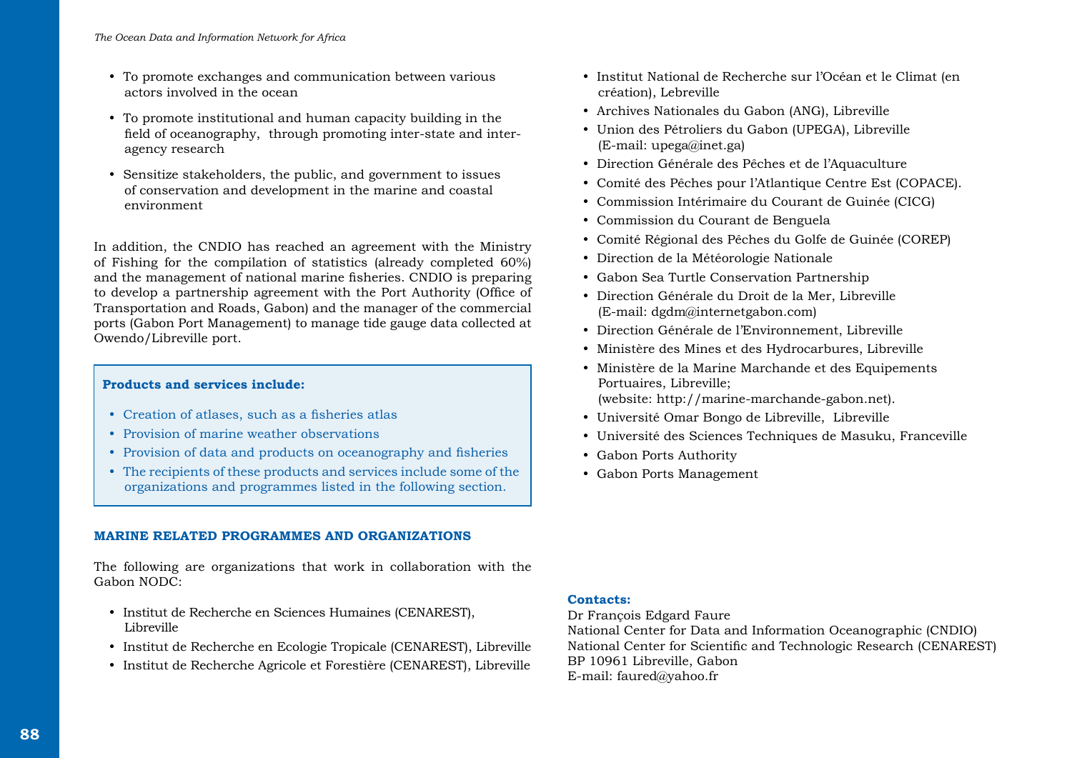- To promote exchanges and communication between various actors involved in the ocean
- To promote institutional and human capacity building in the field of oceanography, through promoting inter-state and inter-agency research
- Sensitize stakeholders, the public, and government to issues of conservation and development in the marine and coastal environment

In addition, the CNDIO has reached an agreement with the Ministry of Fishing for the compilation of statistics (already completed 60%) and the management of national marine fisheries. CNDIO is preparing to develop a partnership agreement with the Port Authority (Office of Transportation and Roads, Gabon) and the manager of the commercial ports (Gabon Port Management) to manage tide gauge data collected at Owendo/Libreville port.

**Products and services include:**

- Creation of atlases, such as a fisheries atlas
- Provision of marine weather observations
- Provision of data and products on oceanography and fisheries
- The recipients of these products and services include some of the organizations and programmes listed in the following section.

## MARINE RELATED PROGRAMMES AND ORGANIZATIONS

The following are organizations that work in collaboration with the Gabon NODC:

- Institut de Recherche en Sciences Humaines (CENAREST), Libreville
- Institut de Recherche en Ecologie Tropicale (CENAREST), Libreville
- Institut de Recherche Agricole et Forestière (CENAREST), Libreville
- Institut National de Recherche sur l'Océan et le Climat (en création), Lebreville
- Archives Nationales du Gabon (ANG), Libreville
- Union des Pétroliers du Gabon (UPEGA), Libreville (E-mail: upega@inet.ga)
- Direction Générale des Pêches et de l'Aquaculture
- Comité des Pêches pour l'Atlantique Centre Est (COPACE).
- Commission Intérimaire du Courant de Guinée (CICG)
- Commission du Courant de Benguela
- Comité Régional des Pêches du Golfe de Guinée (COREP)
- Direction de la Météorologie Nationale
- Gabon Sea Turtle Conservation Partnership
- Direction Générale du Droit de la Mer, Libreville (E-mail: dgdm@internetgabon.com)
- Direction Générale de l'Environnement, Libreville
- Ministère des Mines et des Hydrocarbures, Libreville
- Ministère de la Marine Marchande et des Equipements Portuaires, Libreville; (website: http://marine-marchande-gabon.net).
- Université Omar Bongo de Libreville, Libreville
- Université des Sciences Techniques de Masuku, Franceville
- Gabon Ports Authority
- Gabon Ports Management

**Contacts:**

Dr François Edgard Faure
National Center for Data and Information Oceanographic (CNDIO)
National Center for Scientific and Technologic Research (CENAREST)
BP 10961 Libreville, Gabon
E-mail: faured@yahoo.fr